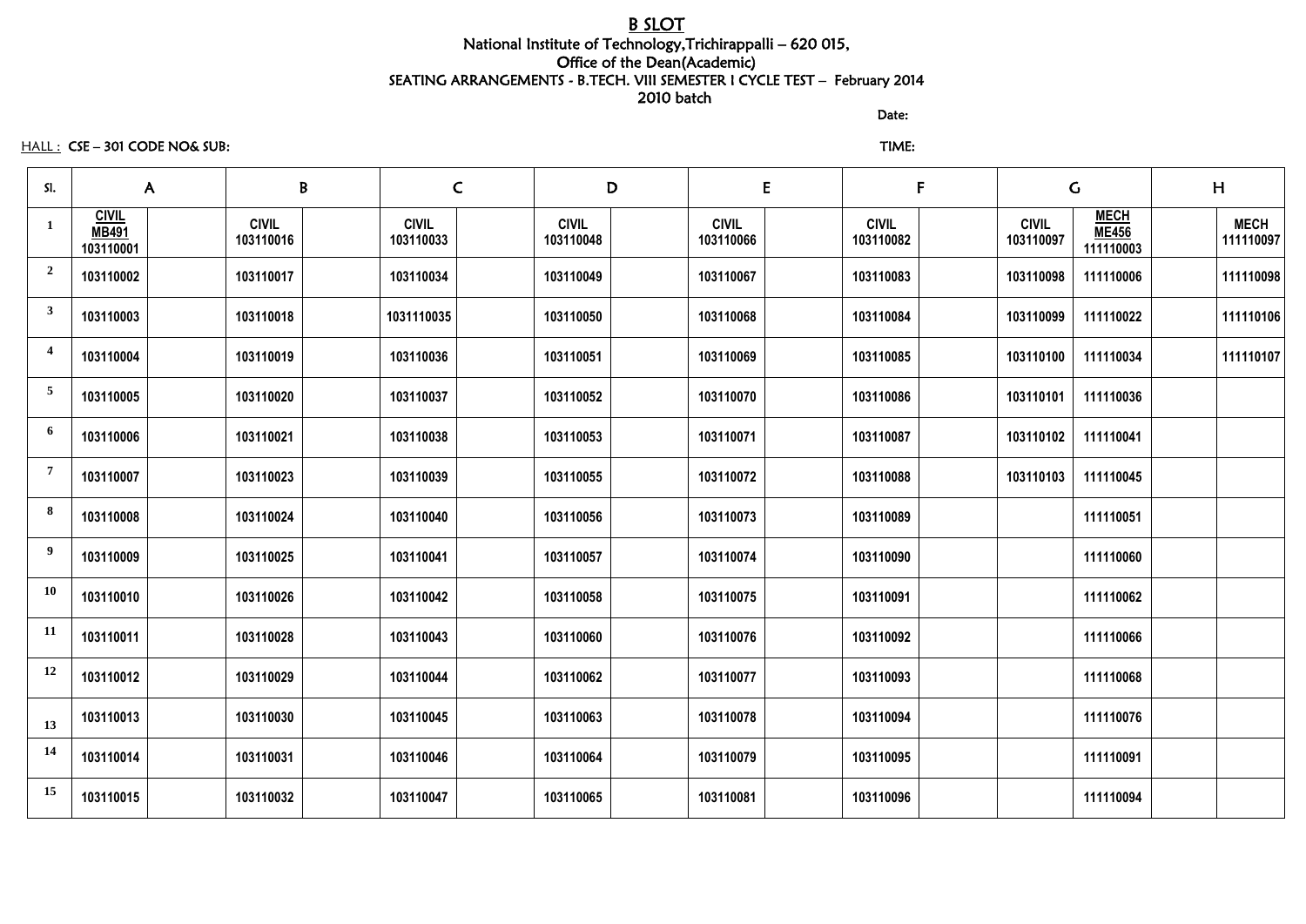# B SLOT

National Institute of Technology,Trichirappalli – 620 015,
Office of the Dean(Academic)
SEATING ARRANGEMENTS - B.TECH. VIII SEMESTER I CYCLE TEST – February 2014
2010 batch

Date:

HALL : CSE – 301 CODE NO& SUB:

TIME:

| Sl. | A | | B | | C | | D | | E | | F | | G | | H | |
|---|---|---|---|---|---|---|---|---|---|---|---|---|---|---|---|---|
| 1 | CIVIL MB491 103110001 | | CIVIL 103110016 | | CIVIL 103110033 | | CIVIL 103110048 | | CIVIL 103110066 | | CIVIL 103110082 | | CIVIL 103110097 | MECH ME456 111110003 | | MECH 111110097 |
| 2 | 103110002 | | 103110017 | | 103110034 | | 103110049 | | 103110067 | | 103110083 | | 103110098 | 111110006 | | 111110098 |
| 3 | 103110003 | | 103110018 | | 1031110035 | | 103110050 | | 103110068 | | 103110084 | | 103110099 | 111110022 | | 111110106 |
| 4 | 103110004 | | 103110019 | | 103110036 | | 103110051 | | 103110069 | | 103110085 | | 103110100 | 111110034 | | 111110107 |
| 5 | 103110005 | | 103110020 | | 103110037 | | 103110052 | | 103110070 | | 103110086 | | 103110101 | 111110036 | | |
| 6 | 103110006 | | 103110021 | | 103110038 | | 103110053 | | 103110071 | | 103110087 | | 103110102 | 111110041 | | |
| 7 | 103110007 | | 103110023 | | 103110039 | | 103110055 | | 103110072 | | 103110088 | | 103110103 | 111110045 | | |
| 8 | 103110008 | | 103110024 | | 103110040 | | 103110056 | | 103110073 | | 103110089 | | | 111110051 | | |
| 9 | 103110009 | | 103110025 | | 103110041 | | 103110057 | | 103110074 | | 103110090 | | | 111110060 | | |
| 10 | 103110010 | | 103110026 | | 103110042 | | 103110058 | | 103110075 | | 103110091 | | | 111110062 | | |
| 11 | 103110011 | | 103110028 | | 103110043 | | 103110060 | | 103110076 | | 103110092 | | | 111110066 | | |
| 12 | 103110012 | | 103110029 | | 103110044 | | 103110062 | | 103110077 | | 103110093 | | | 111110068 | | |
| 13 | 103110013 | | 103110030 | | 103110045 | | 103110063 | | 103110078 | | 103110094 | | | 111110076 | | |
| 14 | 103110014 | | 103110031 | | 103110046 | | 103110064 | | 103110079 | | 103110095 | | | 111110091 | | |
| 15 | 103110015 | | 103110032 | | 103110047 | | 103110065 | | 103110081 | | 103110096 | | | 111110094 | | |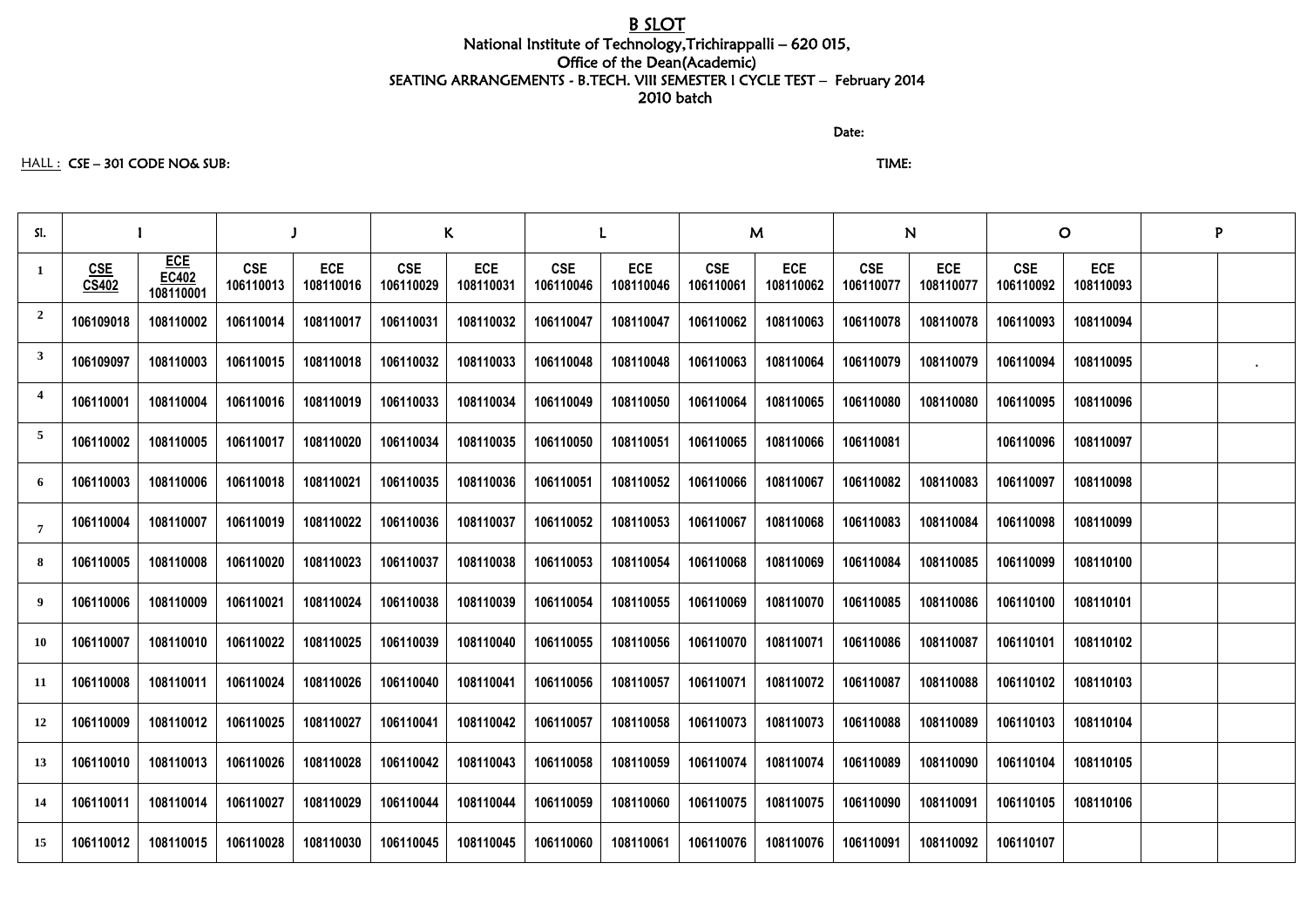# B SLOT

National Institute of Technology,Trichirappalli – 620 015,
Office of the Dean(Academic)
SEATING ARRANGEMENTS - B.TECH. VIII SEMESTER I CYCLE TEST – February 2014
2010 batch

Date:

HALL : CSE – 301 CODE NO& SUB: TIME:

| Sl. | I | | J | | K | | L | | M | | N | | O | | P | |
|---|---|---|---|---|---|---|---|---|---|---|---|---|---|---|---|---|
| 1 | CSE CS402 | ECE EC402 108110001 | CSE 106110013 | ECE 108110016 | CSE 106110029 | ECE 108110031 | CSE 106110046 | ECE 108110046 | CSE 106110061 | ECE 108110062 | CSE 106110077 | ECE 108110077 | CSE 106110092 | ECE 108110093 | | |
| 2 | 106109018 | 108110002 | 106110014 | 108110017 | 106110031 | 108110032 | 106110047 | 108110047 | 106110062 | 108110063 | 106110078 | 108110078 | 106110093 | 108110094 | | |
| 3 | 106109097 | 108110003 | 106110015 | 108110018 | 106110032 | 108110033 | 106110048 | 108110048 | 106110063 | 108110064 | 106110079 | 108110079 | 106110094 | 108110095 | | . |
| 4 | 106110001 | 108110004 | 106110016 | 108110019 | 106110033 | 108110034 | 106110049 | 108110050 | 106110064 | 108110065 | 106110080 | 108110080 | 106110095 | 108110096 | | |
| 5 | 106110002 | 108110005 | 106110017 | 108110020 | 106110034 | 108110035 | 106110050 | 108110051 | 106110065 | 108110066 | 106110081 | | 106110096 | 108110097 | | |
| 6 | 106110003 | 108110006 | 106110018 | 108110021 | 106110035 | 108110036 | 106110051 | 108110052 | 106110066 | 108110067 | 106110082 | 108110083 | 106110097 | 108110098 | | |
| 7 | 106110004 | 108110007 | 106110019 | 108110022 | 106110036 | 108110037 | 106110052 | 108110053 | 106110067 | 108110068 | 106110083 | 108110084 | 106110098 | 108110099 | | |
| 8 | 106110005 | 108110008 | 106110020 | 108110023 | 106110037 | 108110038 | 106110053 | 108110054 | 106110068 | 108110069 | 106110084 | 108110085 | 106110099 | 108110100 | | |
| 9 | 106110006 | 108110009 | 106110021 | 108110024 | 106110038 | 108110039 | 106110054 | 108110055 | 106110069 | 108110070 | 106110085 | 108110086 | 106110100 | 108110101 | | |
| 10 | 106110007 | 108110010 | 106110022 | 108110025 | 106110039 | 108110040 | 106110055 | 108110056 | 106110070 | 108110071 | 106110086 | 108110087 | 106110101 | 108110102 | | |
| 11 | 106110008 | 108110011 | 106110024 | 108110026 | 106110040 | 108110041 | 106110056 | 108110057 | 106110071 | 108110072 | 106110087 | 108110088 | 106110102 | 108110103 | | |
| 12 | 106110009 | 108110012 | 106110025 | 108110027 | 106110041 | 108110042 | 106110057 | 108110058 | 106110073 | 108110073 | 106110088 | 108110089 | 106110103 | 108110104 | | |
| 13 | 106110010 | 108110013 | 106110026 | 108110028 | 106110042 | 108110043 | 106110058 | 108110059 | 106110074 | 108110074 | 106110089 | 108110090 | 106110104 | 108110105 | | |
| 14 | 106110011 | 108110014 | 106110027 | 108110029 | 106110044 | 108110044 | 106110059 | 108110060 | 106110075 | 108110075 | 106110090 | 108110091 | 106110105 | 108110106 | | |
| 15 | 106110012 | 108110015 | 106110028 | 108110030 | 106110045 | 108110045 | 106110060 | 108110061 | 106110076 | 108110076 | 106110091 | 108110092 | 106110107 | | | |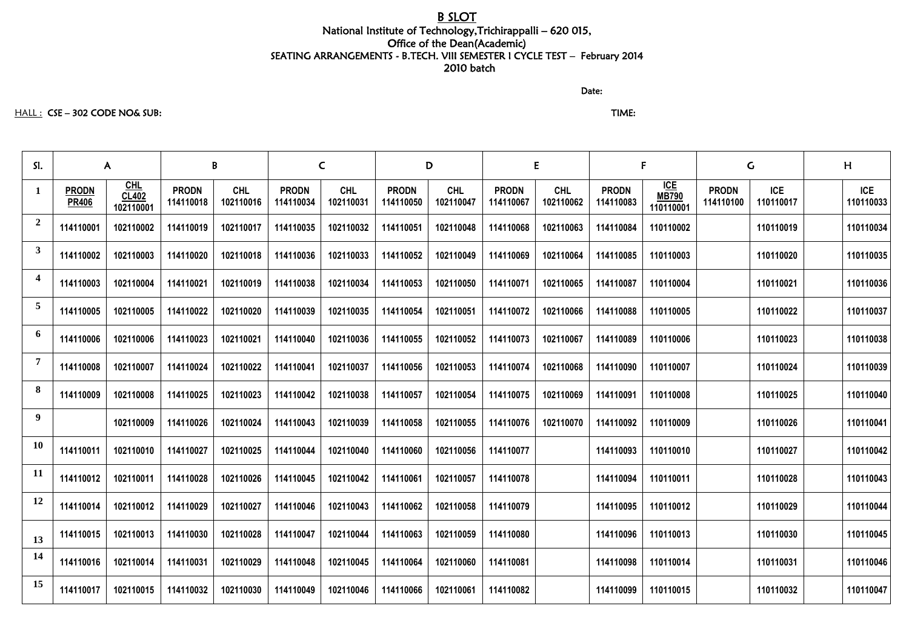# B SLOT

National Institute of Technology,Trichirappalli – 620 015,
Office of the Dean(Academic)
SEATING ARRANGEMENTS - B.TECH. VIII SEMESTER I CYCLE TEST – February 2014
2010 batch

Date:

HALL : CSE – 302 CODE NO& SUB: TIME:

| Sl. | A | | B | | C | | D | | E | | F | | G | | H | |
|---|---|---|---|---|---|---|---|---|---|---|---|---|---|---|---|---|
| 1 | PRODN PR406 | CHL CL402 102110001 | PRODN 114110018 | CHL 102110016 | PRODN 114110034 | CHL 102110031 | PRODN 114110050 | CHL 102110047 | PRODN 114110067 | CHL 102110062 | PRODN 114110083 | ICE MB790 110110001 | PRODN 114110100 | ICE 110110017 | | ICE 110110033 |
| 2 | 114110001 | 102110002 | 114110019 | 102110017 | 114110035 | 102110032 | 114110051 | 102110048 | 114110068 | 102110063 | 114110084 | 110110002 | | 110110019 | | 110110034 |
| 3 | 114110002 | 102110003 | 114110020 | 102110018 | 114110036 | 102110033 | 114110052 | 102110049 | 114110069 | 102110064 | 114110085 | 110110003 | | 110110020 | | 110110035 |
| 4 | 114110003 | 102110004 | 114110021 | 102110019 | 114110038 | 102110034 | 114110053 | 102110050 | 114110071 | 102110065 | 114110087 | 110110004 | | 110110021 | | 110110036 |
| 5 | 114110005 | 102110005 | 114110022 | 102110020 | 114110039 | 102110035 | 114110054 | 102110051 | 114110072 | 102110066 | 114110088 | 110110005 | | 110110022 | | 110110037 |
| 6 | 114110006 | 102110006 | 114110023 | 102110021 | 114110040 | 102110036 | 114110055 | 102110052 | 114110073 | 102110067 | 114110089 | 110110006 | | 110110023 | | 110110038 |
| 7 | 114110008 | 102110007 | 114110024 | 102110022 | 114110041 | 102110037 | 114110056 | 102110053 | 114110074 | 102110068 | 114110090 | 110110007 | | 110110024 | | 110110039 |
| 8 | 114110009 | 102110008 | 114110025 | 102110023 | 114110042 | 102110038 | 114110057 | 102110054 | 114110075 | 102110069 | 114110091 | 110110008 | | 110110025 | | 110110040 |
| 9 | | 102110009 | 114110026 | 102110024 | 114110043 | 102110039 | 114110058 | 102110055 | 114110076 | 102110070 | 114110092 | 110110009 | | 110110026 | | 110110041 |
| 10 | 114110011 | 102110010 | 114110027 | 102110025 | 114110044 | 102110040 | 114110060 | 102110056 | 114110077 | | 114110093 | 110110010 | | 110110027 | | 110110042 |
| 11 | 114110012 | 102110011 | 114110028 | 102110026 | 114110045 | 102110042 | 114110061 | 102110057 | 114110078 | | 114110094 | 110110011 | | 110110028 | | 110110043 |
| 12 | 114110014 | 102110012 | 114110029 | 102110027 | 114110046 | 102110043 | 114110062 | 102110058 | 114110079 | | 114110095 | 110110012 | | 110110029 | | 110110044 |
| 13 | 114110015 | 102110013 | 114110030 | 102110028 | 114110047 | 102110044 | 114110063 | 102110059 | 114110080 | | 114110096 | 110110013 | | 110110030 | | 110110045 |
| 14 | 114110016 | 102110014 | 114110031 | 102110029 | 114110048 | 102110045 | 114110064 | 102110060 | 114110081 | | 114110098 | 110110014 | | 110110031 | | 110110046 |
| 15 | 114110017 | 102110015 | 114110032 | 102110030 | 114110049 | 102110046 | 114110066 | 102110061 | 114110082 | | 114110099 | 110110015 | | 110110032 | | 110110047 |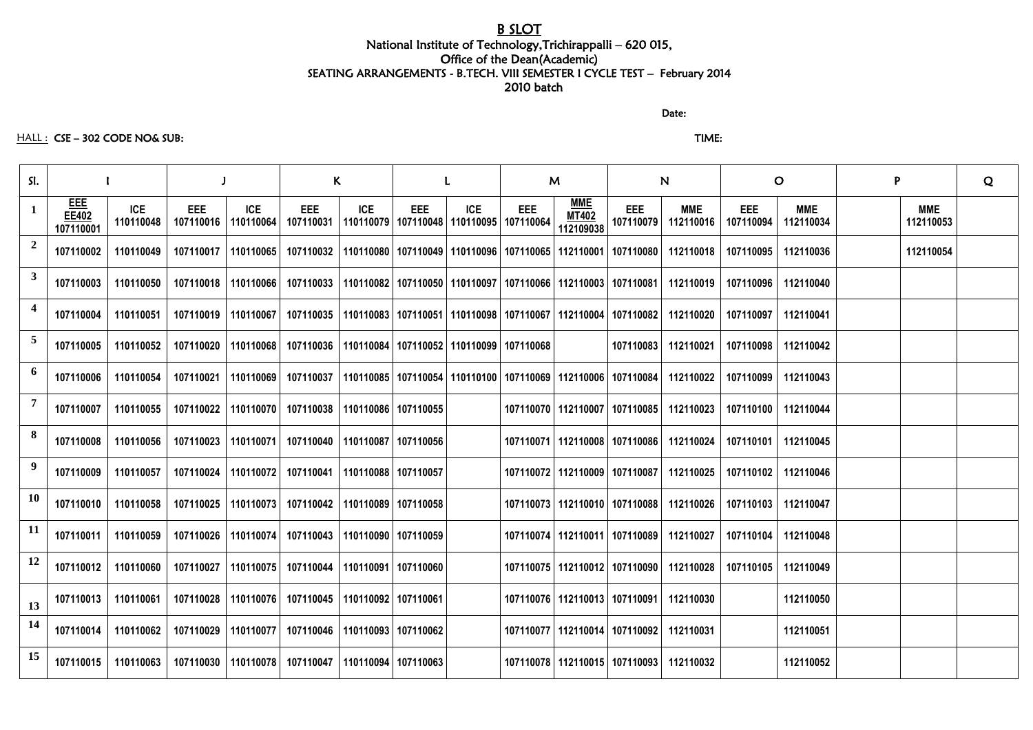# B SLOT

National Institute of Technology,Trichirappalli – 620 015,
Office of the Dean(Academic)
SEATING ARRANGEMENTS - B.TECH. VIII SEMESTER I CYCLE TEST – February 2014
2010 batch

Date:

HALL : CSE – 302 CODE NO& SUB: TIME:

| Sl. | I | | J | | K | | L | | M | | N | | O | | P | | Q |
|---|---|---|---|---|---|---|---|---|---|---|---|---|---|---|---|---|---|
| 1 | EEE EE402 107110001 | ICE 110110048 | EEE 107110016 | ICE 110110064 | EEE 107110031 | ICE 110110079 | EEE 107110048 | ICE 110110095 | EEE 107110064 | MME MT402 112109038 | EEE 107110079 | MME 112110016 | EEE 107110094 | MME 112110034 | | MME 112110053 | |
| 2 | 107110002 | 110110049 | 107110017 | 110110065 | 107110032 | 110110080 | 107110049 | 110110096 | 107110065 | 112110001 | 107110080 | 112110018 | 107110095 | 112110036 | | 112110054 | |
| 3 | 107110003 | 110110050 | 107110018 | 110110066 | 107110033 | 110110082 | 107110050 | 110110097 | 107110066 | 112110003 | 107110081 | 112110019 | 107110096 | 112110040 | | | |
| 4 | 107110004 | 110110051 | 107110019 | 110110067 | 107110035 | 110110083 | 107110051 | 110110098 | 107110067 | 112110004 | 107110082 | 112110020 | 107110097 | 112110041 | | | |
| 5 | 107110005 | 110110052 | 107110020 | 110110068 | 107110036 | 110110084 | 107110052 | 110110099 | 107110068 | | 107110083 | 112110021 | 107110098 | 112110042 | | | |
| 6 | 107110006 | 110110054 | 107110021 | 110110069 | 107110037 | 110110085 | 107110054 | 110110100 | 107110069 | 112110006 | 107110084 | 112110022 | 107110099 | 112110043 | | | |
| 7 | 107110007 | 110110055 | 107110022 | 110110070 | 107110038 | 110110086 | 107110055 | | 107110070 | 112110007 | 107110085 | 112110023 | 107110100 | 112110044 | | | |
| 8 | 107110008 | 110110056 | 107110023 | 110110071 | 107110040 | 110110087 | 107110056 | | 107110071 | 112110008 | 107110086 | 112110024 | 107110101 | 112110045 | | | |
| 9 | 107110009 | 110110057 | 107110024 | 110110072 | 107110041 | 110110088 | 107110057 | | 107110072 | 112110009 | 107110087 | 112110025 | 107110102 | 112110046 | | | |
| 10 | 107110010 | 110110058 | 107110025 | 110110073 | 107110042 | 110110089 | 107110058 | | 107110073 | 112110010 | 107110088 | 112110026 | 107110103 | 112110047 | | | |
| 11 | 107110011 | 110110059 | 107110026 | 110110074 | 107110043 | 110110090 | 107110059 | | 107110074 | 112110011 | 107110089 | 112110027 | 107110104 | 112110048 | | | |
| 12 | 107110012 | 110110060 | 107110027 | 110110075 | 107110044 | 110110091 | 107110060 | | 107110075 | 112110012 | 107110090 | 112110028 | 107110105 | 112110049 | | | |
| 13 | 107110013 | 110110061 | 107110028 | 110110076 | 107110045 | 110110092 | 107110061 | | 107110076 | 112110013 | 107110091 | 112110030 | | 112110050 | | | |
| 14 | 107110014 | 110110062 | 107110029 | 110110077 | 107110046 | 110110093 | 107110062 | | 107110077 | 112110014 | 107110092 | 112110031 | | 112110051 | | | |
| 15 | 107110015 | 110110063 | 107110030 | 110110078 | 107110047 | 110110094 | 107110063 | | 107110078 | 112110015 | 107110093 | 112110032 | | 112110052 | | | |